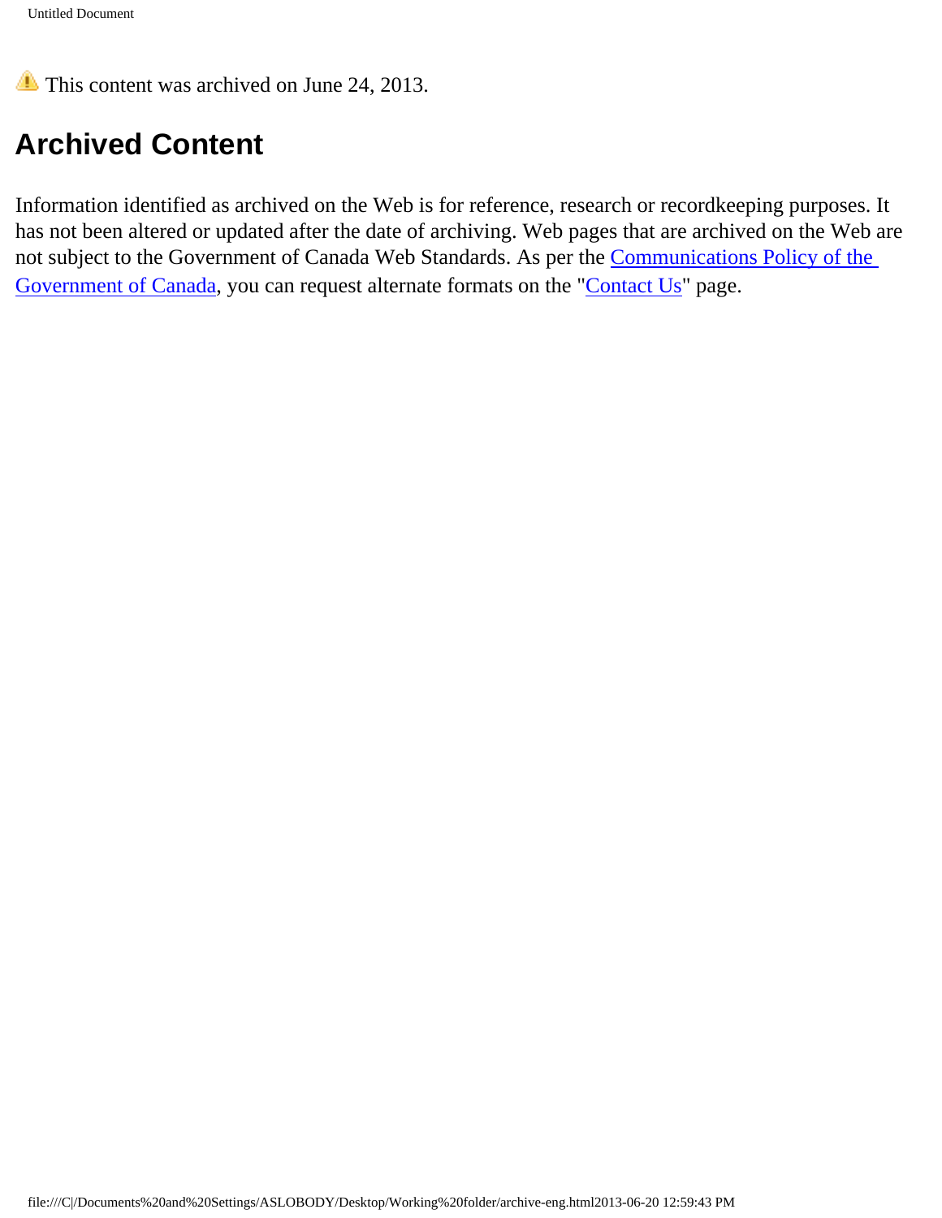This content was archived on June 24, 2013.

## Archived Content

Information identified as archived on the Web is for reference, research or recordkeeping purposes. It has not been altered or updated after the date of archiving. Web pages that are archived on the Web are not subject to the Government of Canada Web Standards. As per the Communications Policy of the Government of Canada, you can request alternate formats on the "Contact Us" page.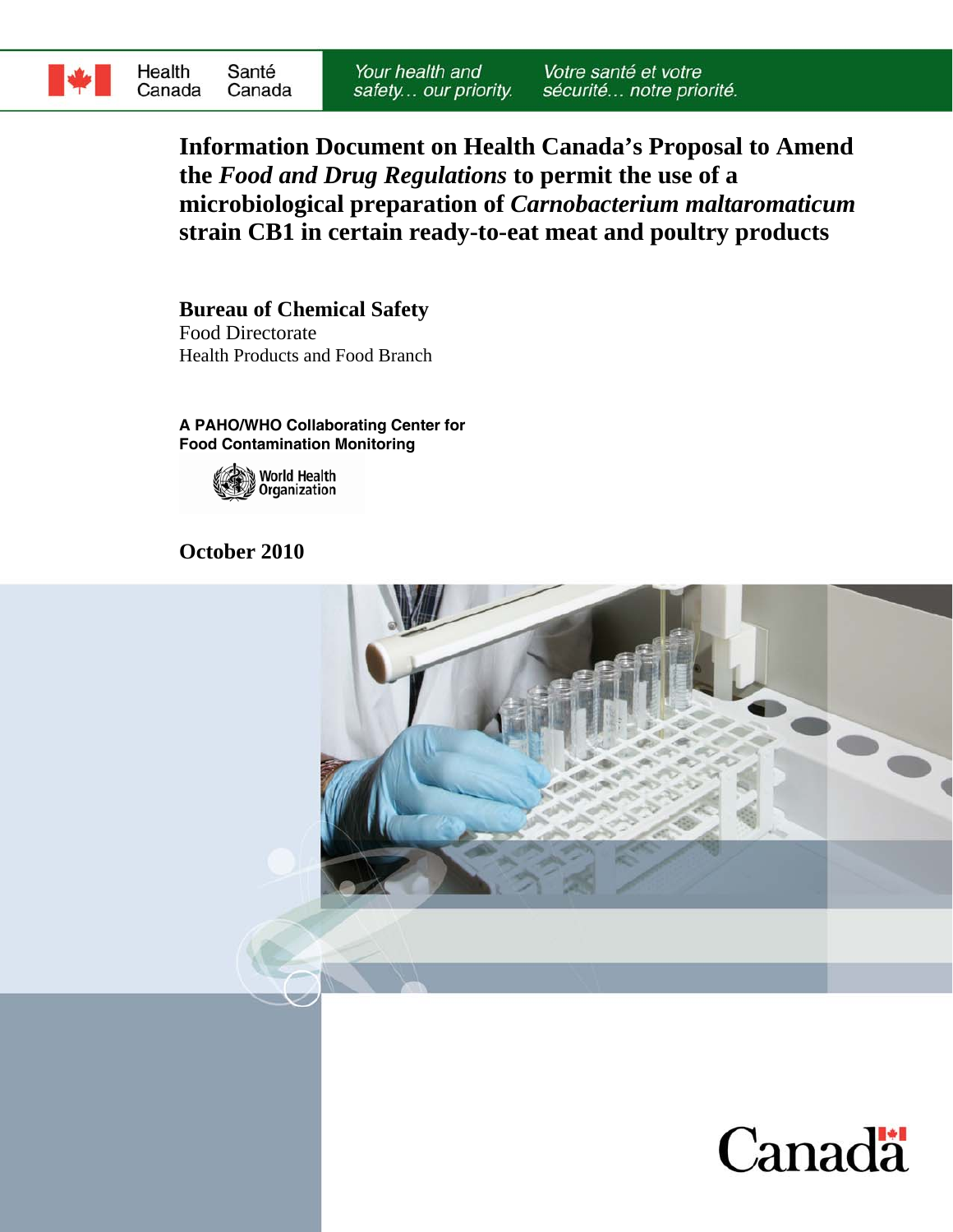Health Canada | Santé Canada

*Your health and safety… our priority.* *Votre santé et votre sécurité… notre priorité.*

# Information Document on Health Canada's Proposal to Amend the *Food and Drug Regulations* to permit the use of a microbiological preparation of *Carnobacterium maltaromaticum* strain CB1 in certain ready-to-eat meat and poultry products

**Bureau of Chemical Safety**
Food Directorate
Health Products and Food Branch

**A PAHO/WHO Collaborating Center for Food Contamination Monitoring**

World Health Organization

**October 2010**

Canada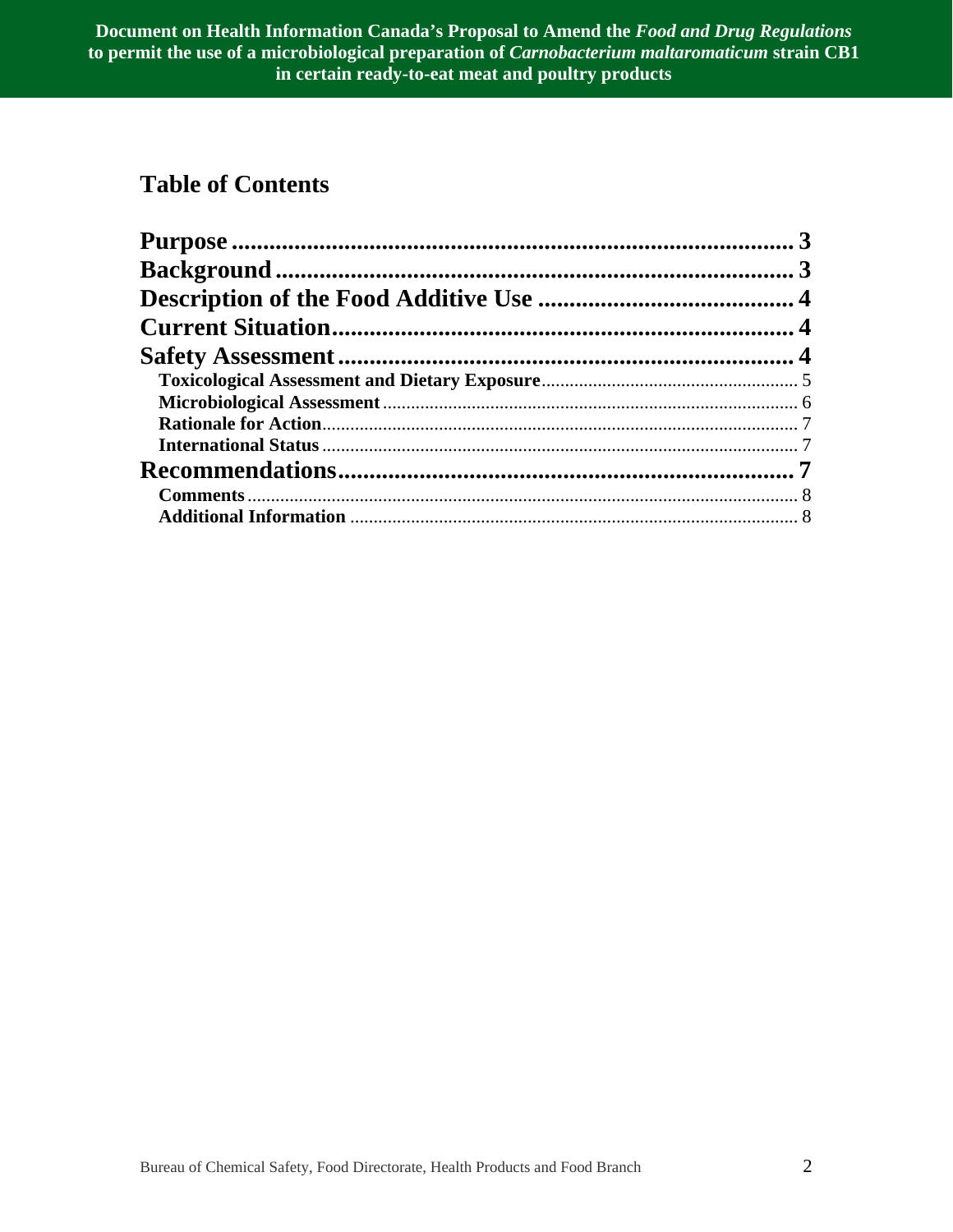# Table of Contents

- **Purpose** ... 3
- **Background** ... 3
- **Description of the Food Additive Use** ... 4
- **Current Situation** ... 4
- **Safety Assessment** ... 4
  - **Toxicological Assessment and Dietary Exposure** ... 5
  - **Microbiological Assessment** ... 6
  - **Rationale for Action** ... 7
  - **International Status** ... 7
- **Recommendations** ... 7
  - **Comments** ... 8
  - **Additional Information** ... 8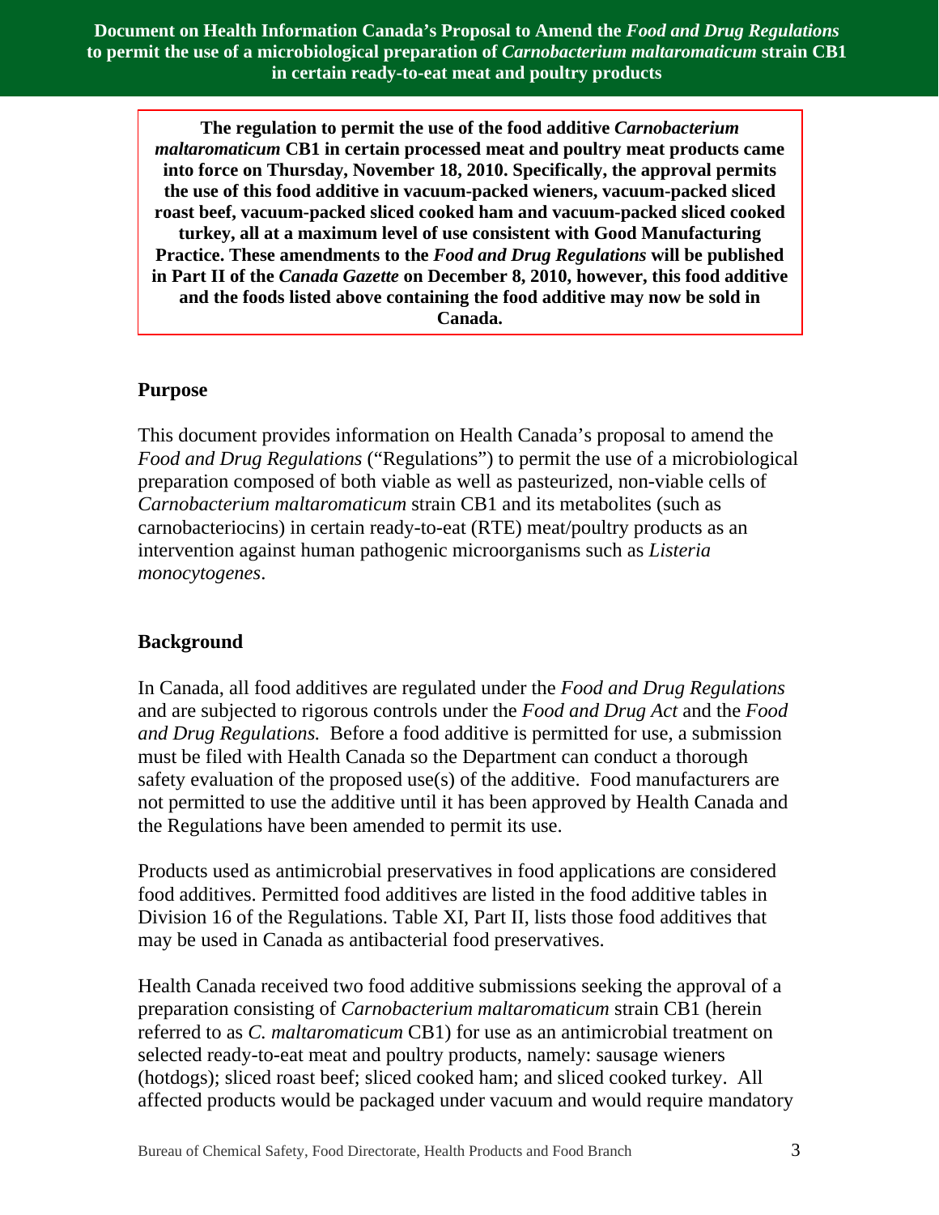**Document on Health Information Canada's Proposal to Amend the *Food and Drug Regulations* to permit the use of a microbiological preparation of *Carnobacterium maltaromaticum* strain CB1 in certain ready-to-eat meat and poultry products**

**The regulation to permit the use of the food additive *Carnobacterium maltaromaticum* CB1 in certain processed meat and poultry meat products came into force on Thursday, November 18, 2010. Specifically, the approval permits the use of this food additive in vacuum-packed wieners, vacuum-packed sliced roast beef, vacuum-packed sliced cooked ham and vacuum-packed sliced cooked turkey, all at a maximum level of use consistent with Good Manufacturing Practice. These amendments to the *Food and Drug Regulations* will be published in Part II of the *Canada Gazette* on December 8, 2010, however, this food additive and the foods listed above containing the food additive may now be sold in Canada.**

## Purpose

This document provides information on Health Canada's proposal to amend the *Food and Drug Regulations* ("Regulations") to permit the use of a microbiological preparation composed of both viable as well as pasteurized, non-viable cells of *Carnobacterium maltaromaticum* strain CB1 and its metabolites (such as carnobacteriocins) in certain ready-to-eat (RTE) meat/poultry products as an intervention against human pathogenic microorganisms such as *Listeria monocytogenes*.

## Background

In Canada, all food additives are regulated under the *Food and Drug Regulations* and are subjected to rigorous controls under the *Food and Drug Act* and the *Food and Drug Regulations.* Before a food additive is permitted for use, a submission must be filed with Health Canada so the Department can conduct a thorough safety evaluation of the proposed use(s) of the additive. Food manufacturers are not permitted to use the additive until it has been approved by Health Canada and the Regulations have been amended to permit its use.

Products used as antimicrobial preservatives in food applications are considered food additives. Permitted food additives are listed in the food additive tables in Division 16 of the Regulations. Table XI, Part II, lists those food additives that may be used in Canada as antibacterial food preservatives.

Health Canada received two food additive submissions seeking the approval of a preparation consisting of *Carnobacterium maltaromaticum* strain CB1 (herein referred to as *C. maltaromaticum* CB1) for use as an antimicrobial treatment on selected ready-to-eat meat and poultry products, namely: sausage wieners (hotdogs); sliced roast beef; sliced cooked ham; and sliced cooked turkey. All affected products would be packaged under vacuum and would require mandatory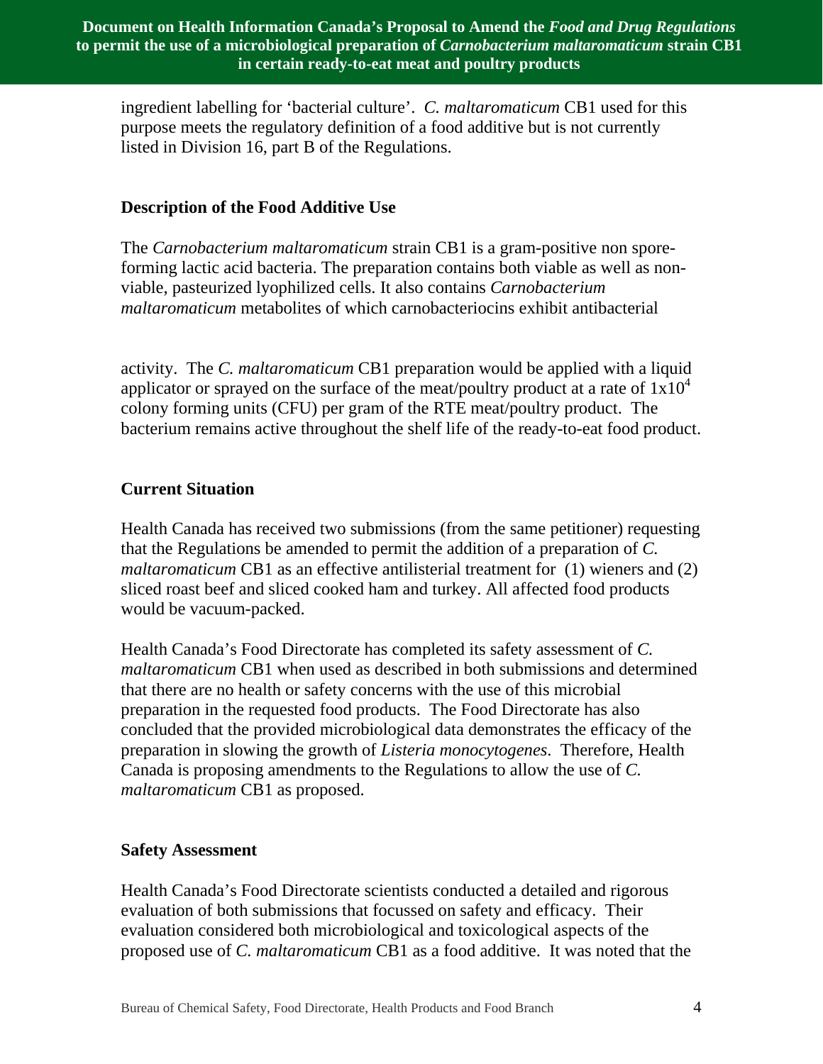ingredient labelling for 'bacterial culture'. *C. maltaromaticum* CB1 used for this purpose meets the regulatory definition of a food additive but is not currently listed in Division 16, part B of the Regulations.

### Description of the Food Additive Use

The *Carnobacterium maltaromaticum* strain CB1 is a gram-positive non spore-forming lactic acid bacteria. The preparation contains both viable as well as non-viable, pasteurized lyophilized cells. It also contains *Carnobacterium maltaromaticum* metabolites of which carnobacteriocins exhibit antibacterial activity. The *C. maltaromaticum* CB1 preparation would be applied with a liquid applicator or sprayed on the surface of the meat/poultry product at a rate of $1x10^4$ colony forming units (CFU) per gram of the RTE meat/poultry product. The bacterium remains active throughout the shelf life of the ready-to-eat food product.

### Current Situation

Health Canada has received two submissions (from the same petitioner) requesting that the Regulations be amended to permit the addition of a preparation of *C. maltaromaticum* CB1 as an effective antilisterial treatment for (1) wieners and (2) sliced roast beef and sliced cooked ham and turkey. All affected food products would be vacuum-packed.

Health Canada's Food Directorate has completed its safety assessment of *C. maltaromaticum* CB1 when used as described in both submissions and determined that there are no health or safety concerns with the use of this microbial preparation in the requested food products. The Food Directorate has also concluded that the provided microbiological data demonstrates the efficacy of the preparation in slowing the growth of *Listeria monocytogenes*. Therefore, Health Canada is proposing amendments to the Regulations to allow the use of *C. maltaromaticum* CB1 as proposed.

### Safety Assessment

Health Canada's Food Directorate scientists conducted a detailed and rigorous evaluation of both submissions that focussed on safety and efficacy. Their evaluation considered both microbiological and toxicological aspects of the proposed use of *C. maltaromaticum* CB1 as a food additive. It was noted that the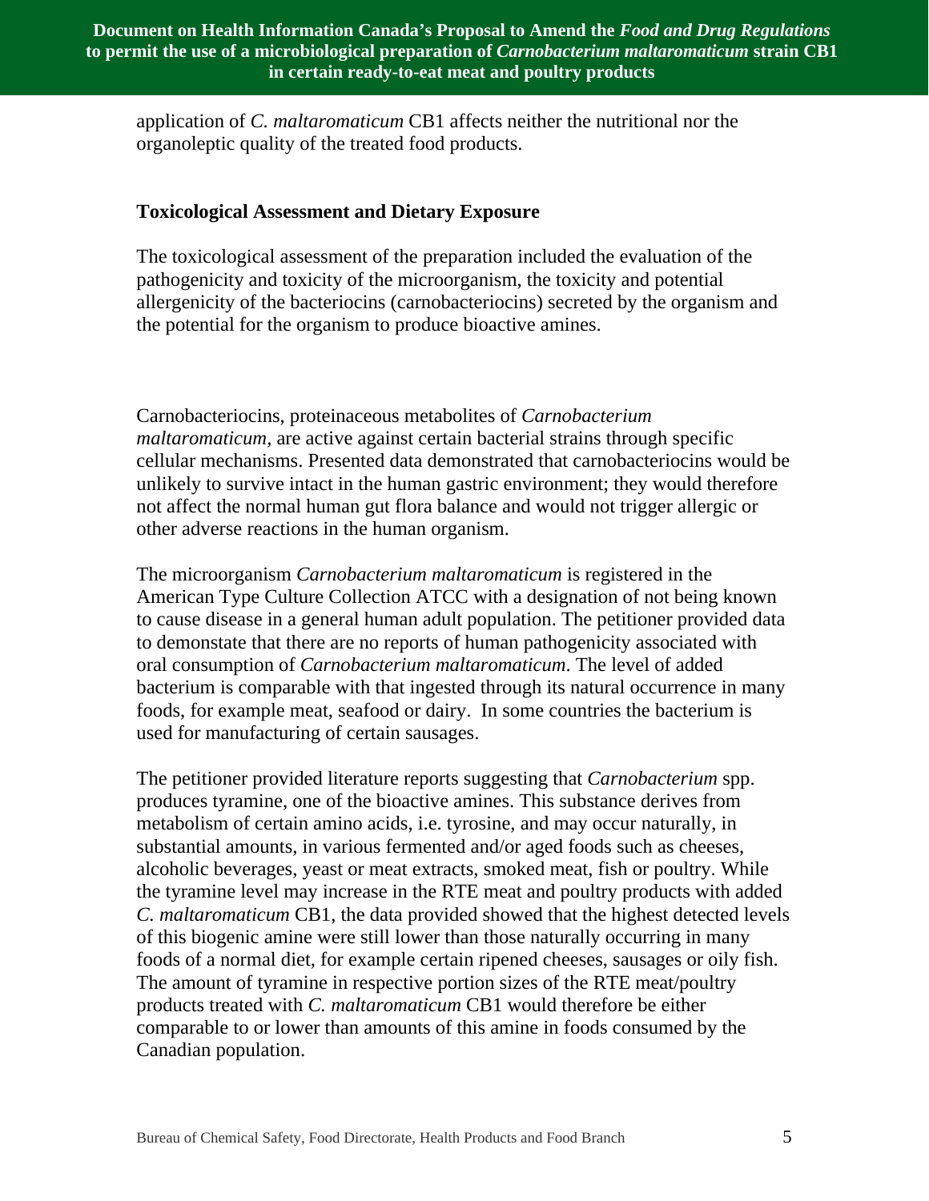application of *C. maltaromaticum* CB1 affects neither the nutritional nor the organoleptic quality of the treated food products.

### Toxicological Assessment and Dietary Exposure

The toxicological assessment of the preparation included the evaluation of the pathogenicity and toxicity of the microorganism, the toxicity and potential allergenicity of the bacteriocins (carnobacteriocins) secreted by the organism and the potential for the organism to produce bioactive amines.

Carnobacteriocins, proteinaceous metabolites of *Carnobacterium maltaromaticum,* are active against certain bacterial strains through specific cellular mechanisms. Presented data demonstrated that carnobacteriocins would be unlikely to survive intact in the human gastric environment; they would therefore not affect the normal human gut flora balance and would not trigger allergic or other adverse reactions in the human organism.

The microorganism *Carnobacterium maltaromaticum* is registered in the American Type Culture Collection ATCC with a designation of not being known to cause disease in a general human adult population. The petitioner provided data to demonstate that there are no reports of human pathogenicity associated with oral consumption of *Carnobacterium maltaromaticum*. The level of added bacterium is comparable with that ingested through its natural occurrence in many foods, for example meat, seafood or dairy. In some countries the bacterium is used for manufacturing of certain sausages.

The petitioner provided literature reports suggesting that *Carnobacterium* spp. produces tyramine, one of the bioactive amines. This substance derives from metabolism of certain amino acids, i.e. tyrosine, and may occur naturally, in substantial amounts, in various fermented and/or aged foods such as cheeses, alcoholic beverages, yeast or meat extracts, smoked meat, fish or poultry. While the tyramine level may increase in the RTE meat and poultry products with added *C. maltaromaticum* CB1, the data provided showed that the highest detected levels of this biogenic amine were still lower than those naturally occurring in many foods of a normal diet, for example certain ripened cheeses, sausages or oily fish. The amount of tyramine in respective portion sizes of the RTE meat/poultry products treated with *C. maltaromaticum* CB1 would therefore be either comparable to or lower than amounts of this amine in foods consumed by the Canadian population.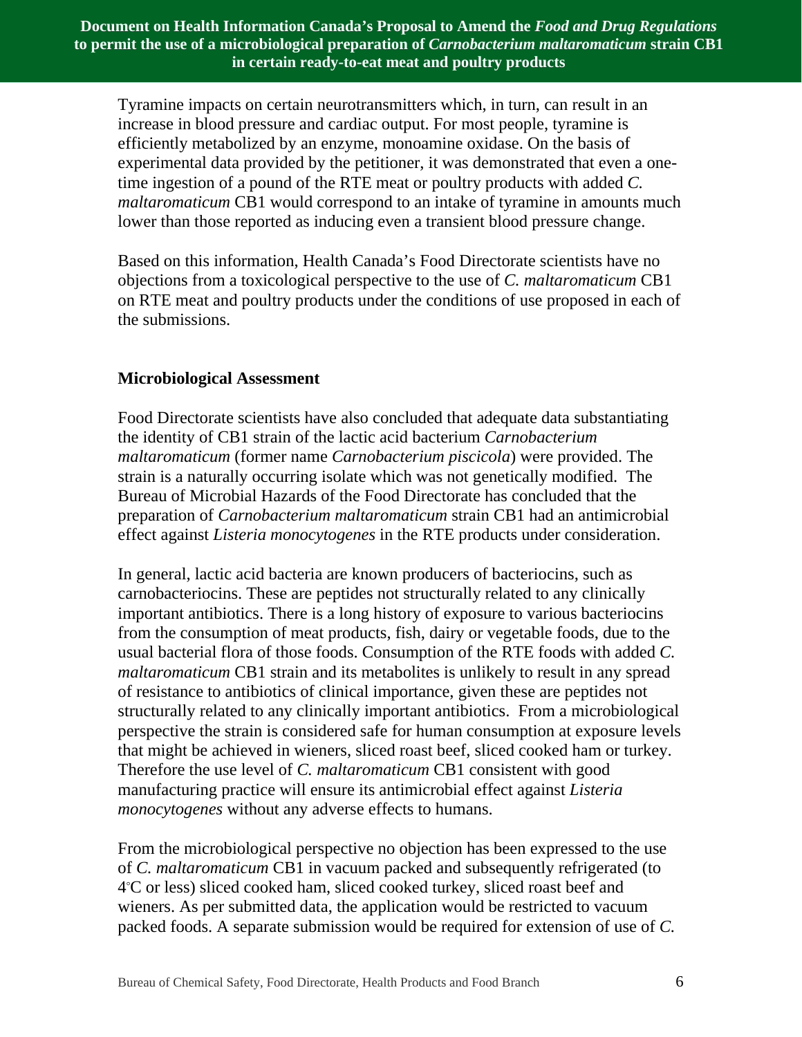Tyramine impacts on certain neurotransmitters which, in turn, can result in an increase in blood pressure and cardiac output. For most people, tyramine is efficiently metabolized by an enzyme, monoamine oxidase. On the basis of experimental data provided by the petitioner, it was demonstrated that even a one-time ingestion of a pound of the RTE meat or poultry products with added *C. maltaromaticum* CB1 would correspond to an intake of tyramine in amounts much lower than those reported as inducing even a transient blood pressure change.

Based on this information, Health Canada's Food Directorate scientists have no objections from a toxicological perspective to the use of *C. maltaromaticum* CB1 on RTE meat and poultry products under the conditions of use proposed in each of the submissions.

### Microbiological Assessment

Food Directorate scientists have also concluded that adequate data substantiating the identity of CB1 strain of the lactic acid bacterium *Carnobacterium maltaromaticum* (former name *Carnobacterium piscicola*) were provided. The strain is a naturally occurring isolate which was not genetically modified. The Bureau of Microbial Hazards of the Food Directorate has concluded that the preparation of *Carnobacterium maltaromaticum* strain CB1 had an antimicrobial effect against *Listeria monocytogenes* in the RTE products under consideration.

In general, lactic acid bacteria are known producers of bacteriocins, such as carnobacteriocins. These are peptides not structurally related to any clinically important antibiotics. There is a long history of exposure to various bacteriocins from the consumption of meat products, fish, dairy or vegetable foods, due to the usual bacterial flora of those foods. Consumption of the RTE foods with added *C. maltaromaticum* CB1 strain and its metabolites is unlikely to result in any spread of resistance to antibiotics of clinical importance, given these are peptides not structurally related to any clinically important antibiotics. From a microbiological perspective the strain is considered safe for human consumption at exposure levels that might be achieved in wieners, sliced roast beef, sliced cooked ham or turkey. Therefore the use level of *C. maltaromaticum* CB1 consistent with good manufacturing practice will ensure its antimicrobial effect against *Listeria monocytogenes* without any adverse effects to humans.

From the microbiological perspective no objection has been expressed to the use of *C. maltaromaticum* CB1 in vacuum packed and subsequently refrigerated (to 4°C or less) sliced cooked ham, sliced cooked turkey, sliced roast beef and wieners. As per submitted data, the application would be restricted to vacuum packed foods. A separate submission would be required for extension of use of *C.*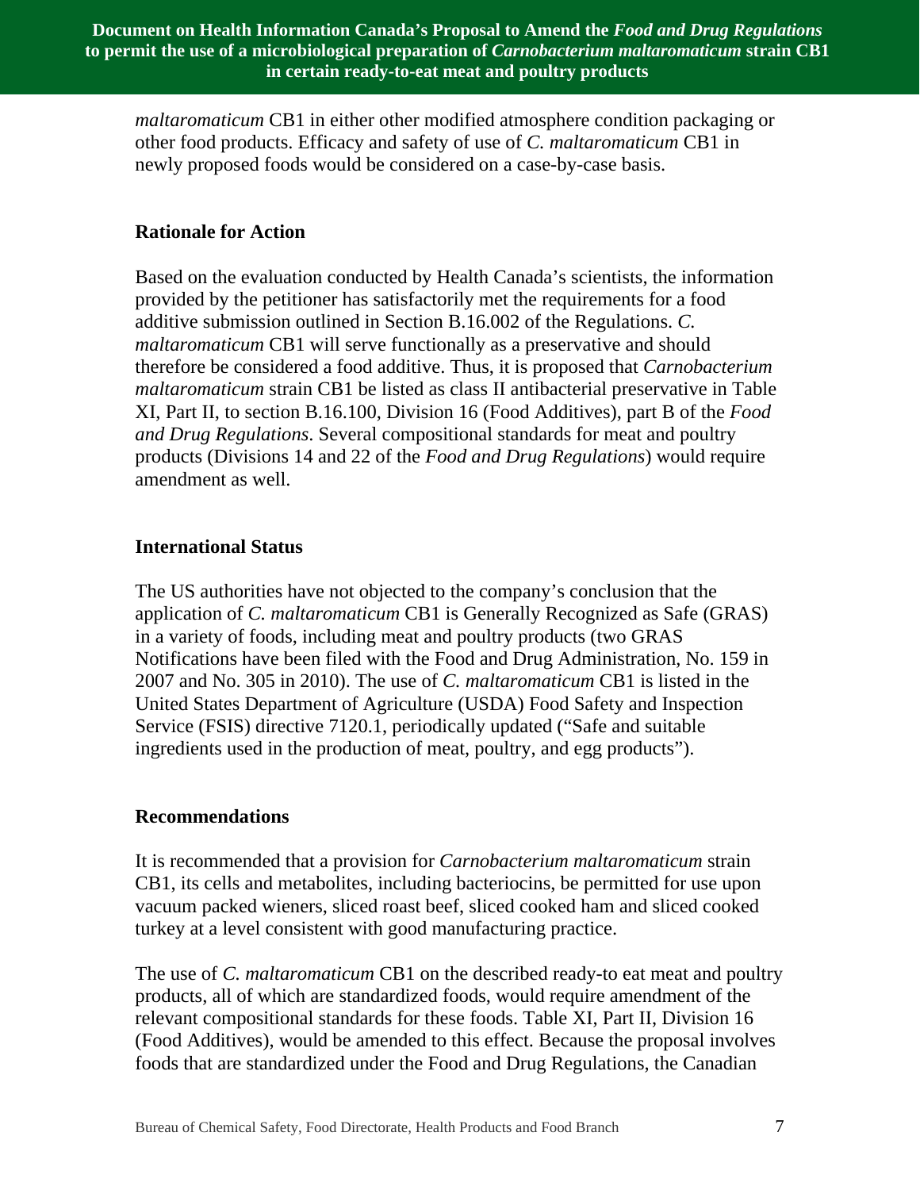*maltaromaticum* CB1 in either other modified atmosphere condition packaging or other food products. Efficacy and safety of use of *C. maltaromaticum* CB1 in newly proposed foods would be considered on a case-by-case basis.

## Rationale for Action

Based on the evaluation conducted by Health Canada's scientists, the information provided by the petitioner has satisfactorily met the requirements for a food additive submission outlined in Section B.16.002 of the Regulations. *C. maltaromaticum* CB1 will serve functionally as a preservative and should therefore be considered a food additive. Thus, it is proposed that *Carnobacterium maltaromaticum* strain CB1 be listed as class II antibacterial preservative in Table XI, Part II, to section B.16.100, Division 16 (Food Additives), part B of the *Food and Drug Regulations*. Several compositional standards for meat and poultry products (Divisions 14 and 22 of the *Food and Drug Regulations*) would require amendment as well.

## International Status

The US authorities have not objected to the company's conclusion that the application of *C. maltaromaticum* CB1 is Generally Recognized as Safe (GRAS) in a variety of foods, including meat and poultry products (two GRAS Notifications have been filed with the Food and Drug Administration, No. 159 in 2007 and No. 305 in 2010). The use of *C. maltaromaticum* CB1 is listed in the United States Department of Agriculture (USDA) Food Safety and Inspection Service (FSIS) directive 7120.1, periodically updated ("Safe and suitable ingredients used in the production of meat, poultry, and egg products").

## Recommendations

It is recommended that a provision for *Carnobacterium maltaromaticum* strain CB1, its cells and metabolites, including bacteriocins, be permitted for use upon vacuum packed wieners, sliced roast beef, sliced cooked ham and sliced cooked turkey at a level consistent with good manufacturing practice.

The use of *C. maltaromaticum* CB1 on the described ready-to eat meat and poultry products, all of which are standardized foods, would require amendment of the relevant compositional standards for these foods. Table XI, Part II, Division 16 (Food Additives), would be amended to this effect. Because the proposal involves foods that are standardized under the Food and Drug Regulations, the Canadian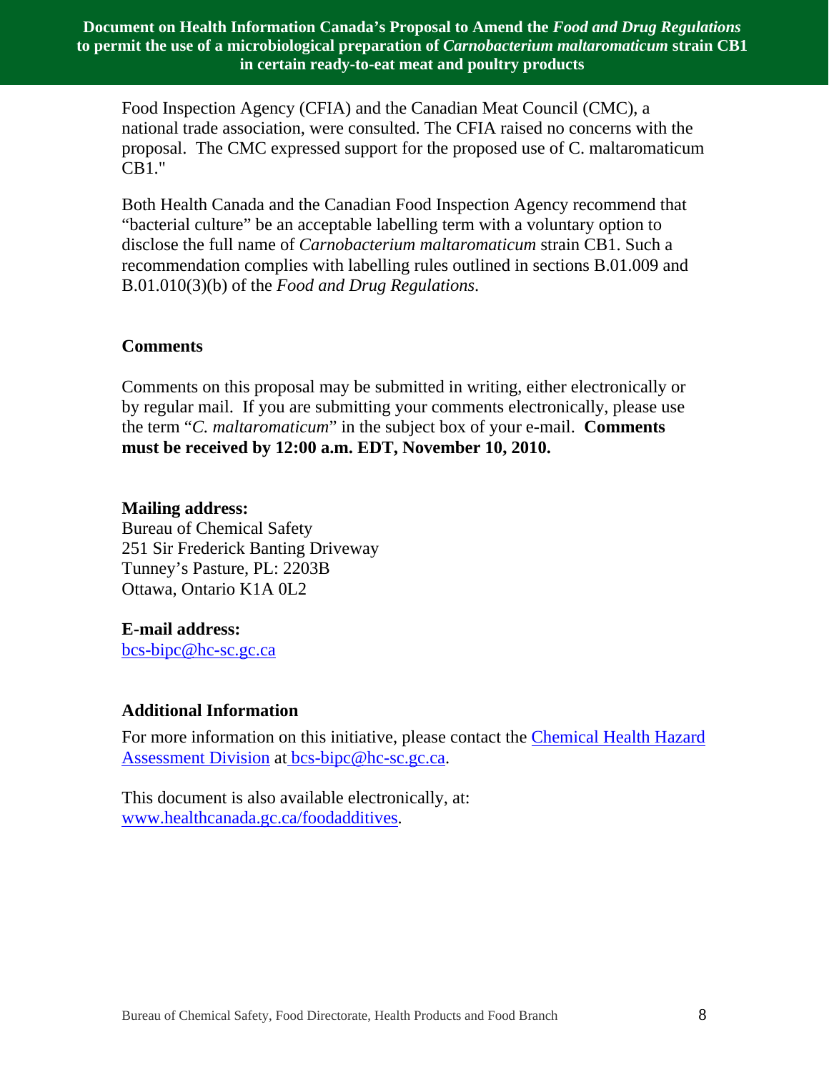Food Inspection Agency (CFIA) and the Canadian Meat Council (CMC), a national trade association, were consulted. The CFIA raised no concerns with the proposal. The CMC expressed support for the proposed use of C. maltaromaticum CB1."

Both Health Canada and the Canadian Food Inspection Agency recommend that "bacterial culture" be an acceptable labelling term with a voluntary option to disclose the full name of *Carnobacterium maltaromaticum* strain CB1. Such a recommendation complies with labelling rules outlined in sections B.01.009 and B.01.010(3)(b) of the *Food and Drug Regulations*.

### Comments

Comments on this proposal may be submitted in writing, either electronically or by regular mail. If you are submitting your comments electronically, please use the term "*C. maltaromaticum*" in the subject box of your e-mail. **Comments must be received by 12:00 a.m. EDT, November 10, 2010.**

**Mailing address:**
Bureau of Chemical Safety
251 Sir Frederick Banting Driveway
Tunney's Pasture, PL: 2203B
Ottawa, Ontario K1A 0L2

**E-mail address:**
bcs-bipc@hc-sc.gc.ca

### Additional Information

For more information on this initiative, please contact the Chemical Health Hazard Assessment Division at bcs-bipc@hc-sc.gc.ca.

This document is also available electronically, at: www.healthcanada.gc.ca/foodadditives.